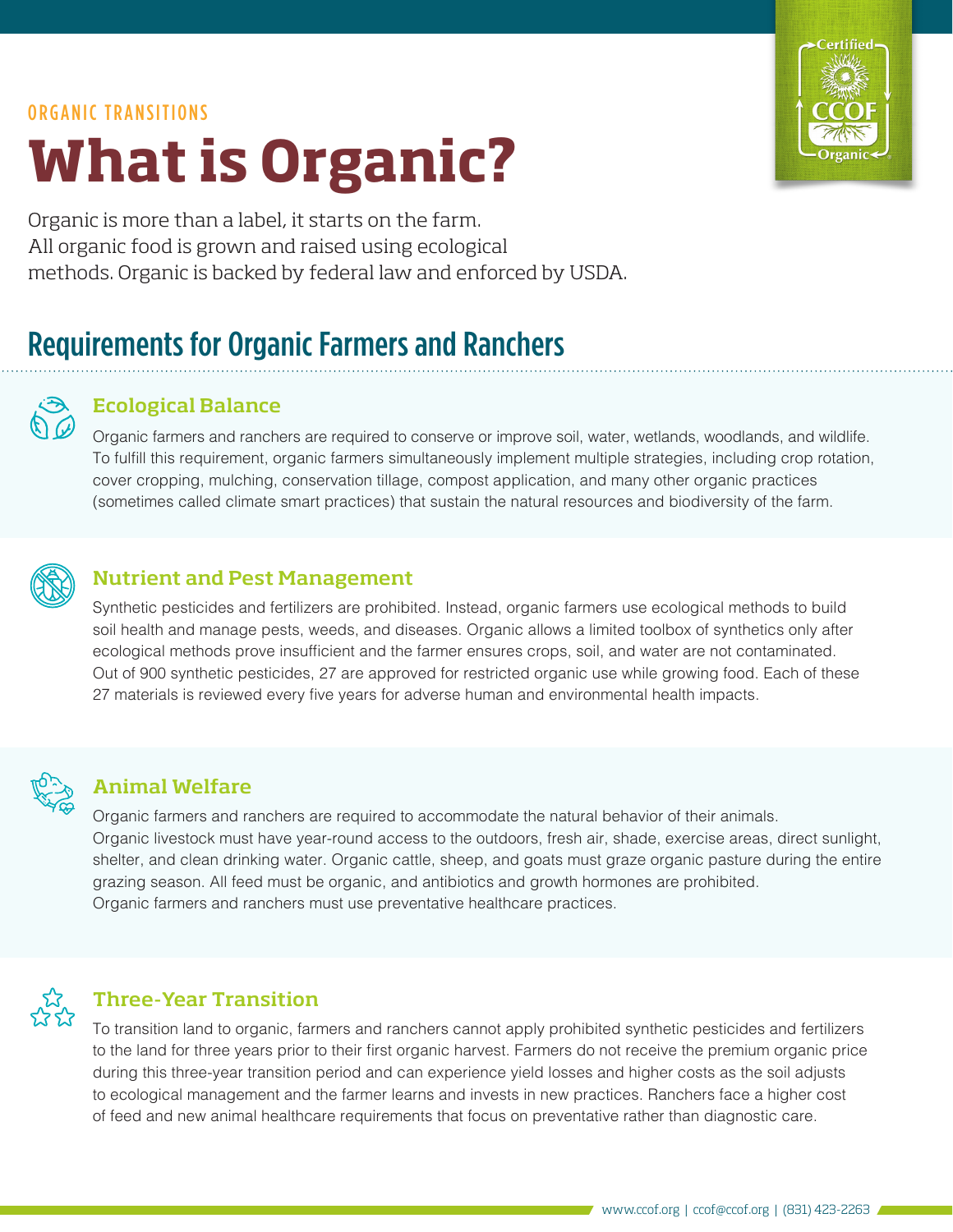ORGANIC TRANSITIONS

# What is Organic?

Organic is more than a label, it starts on the farm. All organic food is grown and raised using ecological methods. Organic is backed by federal law and enforced by USDA.

## Requirements for Organic Farmers and Ranchers

### Ecological Balance

Organic farmers and ranchers are required to conserve or improve soil, water, wetlands, woodlands, and wildlife. To fulfill this requirement, organic farmers simultaneously implement multiple strategies, including crop rotation, cover cropping, mulching, conservation tillage, compost application, and many other organic practices (sometimes called climate smart practices) that sustain the natural resources and biodiversity of the farm.

### Nutrient and Pest Management

Synthetic pesticides and fertilizers are prohibited. Instead, organic farmers use ecological methods to build soil health and manage pests, weeds, and diseases. Organic allows a limited toolbox of synthetics only after ecological methods prove insufficient and the farmer ensures crops, soil, and water are not contaminated. Out of 900 synthetic pesticides, 27 are approved for restricted organic use while growing food. Each of these 27 materials is reviewed every five years for adverse human and environmental health impacts.

### Animal Welfare

Organic farmers and ranchers are required to accommodate the natural behavior of their animals. Organic livestock must have year-round access to the outdoors, fresh air, shade, exercise areas, direct sunlight, shelter, and clean drinking water. Organic cattle, sheep, and goats must graze organic pasture during the entire grazing season. All feed must be organic, and antibiotics and growth hormones are prohibited. Organic farmers and ranchers must use preventative healthcare practices.

### Three-Year Transition

To transition land to organic, farmers and ranchers cannot apply prohibited synthetic pesticides and fertilizers to the land for three years prior to their first organic harvest. Farmers do not receive the premium organic price during this three-year transition period and can experience yield losses and higher costs as the soil adjusts to ecological management and the farmer learns and invests in new practices. Ranchers face a higher cost of feed and new animal healthcare requirements that focus on preventative rather than diagnostic care.

www.ccof.org | ccof@ccof.org | (831) 423-2263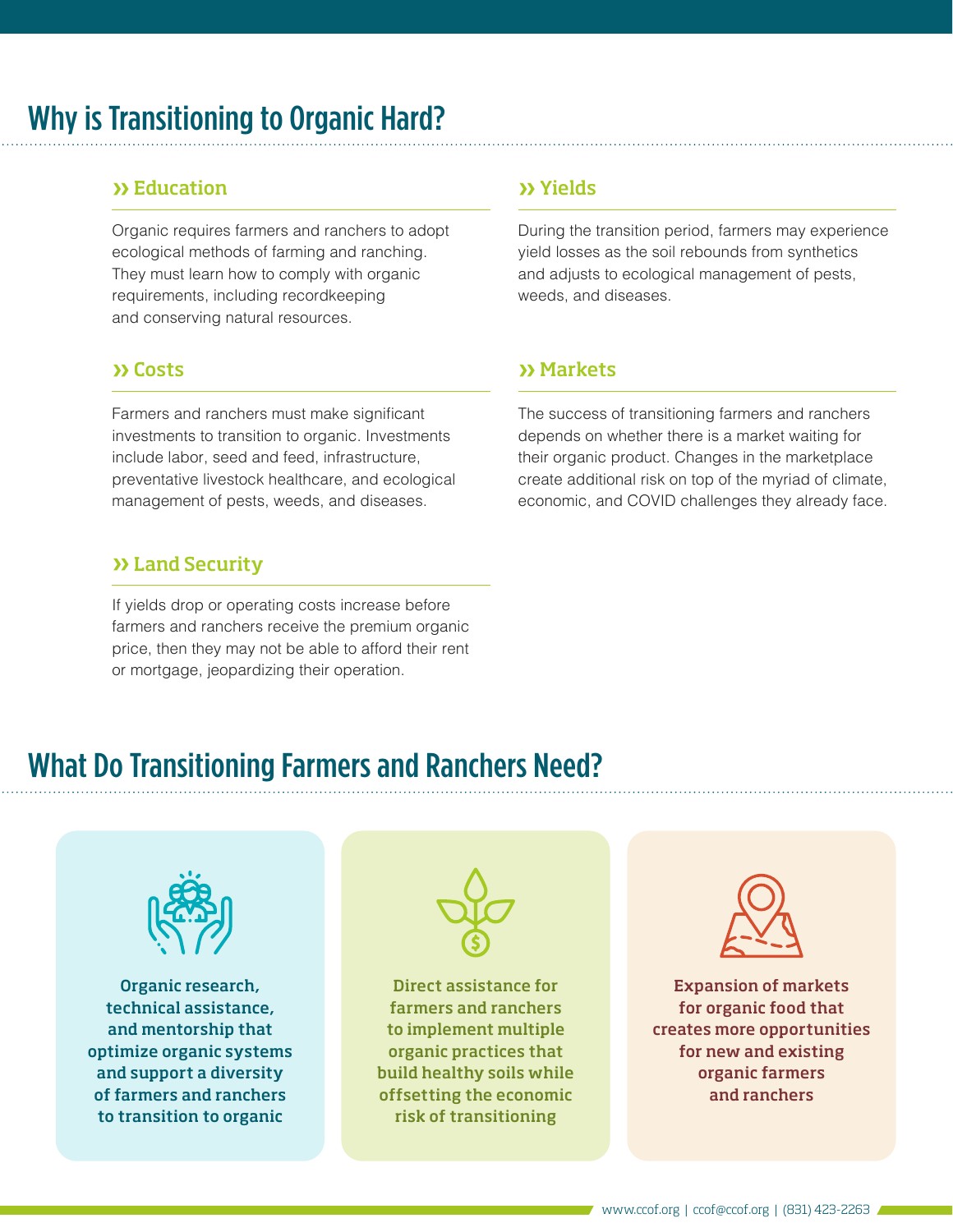## Why is Transitioning to Organic Hard?

### » Education

Organic requires farmers and ranchers to adopt ecological methods of farming and ranching. They must learn how to comply with organic requirements, including recordkeeping and conserving natural resources.

### » Costs

Farmers and ranchers must make significant investments to transition to organic. Investments include labor, seed and feed, infrastructure, preventative livestock healthcare, and ecological management of pests, weeds, and diseases.

### » Land Security

If yields drop or operating costs increase before farmers and ranchers receive the premium organic price, then they may not be able to afford their rent or mortgage, jeopardizing their operation.

### » Yields

During the transition period, farmers may experience yield losses as the soil rebounds from synthetics and adjusts to ecological management of pests, weeds, and diseases.

### » Markets

The success of transitioning farmers and ranchers depends on whether there is a market waiting for their organic product. Changes in the marketplace create additional risk on top of the myriad of climate, economic, and COVID challenges they already face.

## What Do Transitioning Farmers and Ranchers Need?

**Organic research, technical assistance, and mentorship that optimize organic systems and support a diversity of farmers and ranchers to transition to organic**

**Direct assistance for farmers and ranchers to implement multiple organic practices that build healthy soils while offsetting the economic risk of transitioning**

**Expansion of markets for organic food that creates more opportunities for new and existing organic farmers and ranchers**

www.ccof.org | ccof@ccof.org | (831) 423-2263